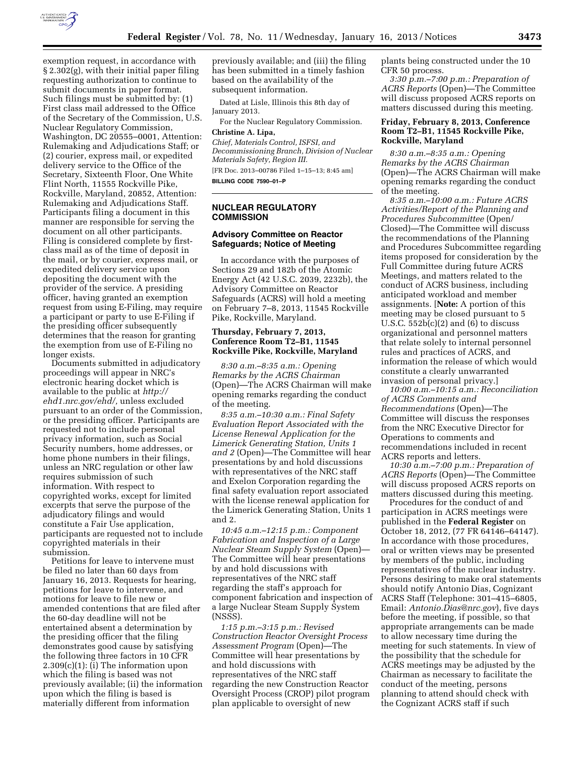exemption request, in accordance with § 2.302(g), with their initial paper filing requesting authorization to continue to submit documents in paper format. Such filings must be submitted by: (1) First class mail addressed to the Office of the Secretary of the Commission, U.S. Nuclear Regulatory Commission, Washington, DC 20555–0001, Attention: Rulemaking and Adjudications Staff; or (2) courier, express mail, or expedited delivery service to the Office of the Secretary, Sixteenth Floor, One White Flint North, 11555 Rockville Pike, Rockville, Maryland, 20852, Attention: Rulemaking and Adjudications Staff. Participants filing a document in this manner are responsible for serving the document on all other participants. Filing is considered complete by first-class mail as of the time of deposit in the mail, or by courier, express mail, or expedited delivery service upon depositing the document with the provider of the service. A presiding officer, having granted an exemption request from using E-Filing, may require a participant or party to use E-Filing if the presiding officer subsequently determines that the reason for granting the exemption from use of E-Filing no longer exists.

Documents submitted in adjudicatory proceedings will appear in NRC's electronic hearing docket which is available to the public at *http://ehd1.nrc.gov/ehd/,* unless excluded pursuant to an order of the Commission, or the presiding officer. Participants are requested not to include personal privacy information, such as Social Security numbers, home addresses, or home phone numbers in their filings, unless an NRC regulation or other law requires submission of such information. With respect to copyrighted works, except for limited excerpts that serve the purpose of the adjudicatory filings and would constitute a Fair Use application, participants are requested not to include copyrighted materials in their submission.

Petitions for leave to intervene must be filed no later than 60 days from January 16, 2013. Requests for hearing, petitions for leave to intervene, and motions for leave to file new or amended contentions that are filed after the 60-day deadline will not be entertained absent a determination by the presiding officer that the filing demonstrates good cause by satisfying the following three factors in 10 CFR 2.309(c)(1): (i) The information upon which the filing is based was not previously available; (ii) the information upon which the filing is based is materially different from information previously available; and (iii) the filing has been submitted in a timely fashion based on the availability of the subsequent information.

Dated at Lisle, Illinois this 8th day of January 2013.

For the Nuclear Regulatory Commission.

**Christine A. Lipa,**

*Chief, Materials Control, ISFSI, and Decommissioning Branch, Division of Nuclear Materials Safety, Region III.*

[FR Doc. 2013–00786 Filed 1–15–13; 8:45 am]

**BILLING CODE 7590–01–P**

## NUCLEAR REGULATORY COMMISSION

### Advisory Committee on Reactor Safeguards; Notice of Meeting

In accordance with the purposes of Sections 29 and 182b of the Atomic Energy Act (42 U.S.C. 2039, 2232b), the Advisory Committee on Reactor Safeguards (ACRS) will hold a meeting on February 7–8, 2013, 11545 Rockville Pike, Rockville, Maryland.

#### Thursday, February 7, 2013, Conference Room T2–B1, 11545 Rockville Pike, Rockville, Maryland

*8:30 a.m.–8:35 a.m.: Opening Remarks by the ACRS Chairman* (Open)—The ACRS Chairman will make opening remarks regarding the conduct of the meeting.

*8:35 a.m.–10:30 a.m.: Final Safety Evaluation Report Associated with the License Renewal Application for the Limerick Generating Station, Units 1 and 2* (Open)—The Committee will hear presentations by and hold discussions with representatives of the NRC staff and Exelon Corporation regarding the final safety evaluation report associated with the license renewal application for the Limerick Generating Station, Units 1 and 2.

*10:45 a.m.–12:15 p.m.: Component Fabrication and Inspection of a Large Nuclear Steam Supply System* (Open)—The Committee will hear presentations by and hold discussions with representatives of the NRC staff regarding the staff's approach for component fabrication and inspection of a large Nuclear Steam Supply System (NSSS).

*1:15 p.m.–3:15 p.m.: Revised Construction Reactor Oversight Process Assessment Program* (Open)—The Committee will hear presentations by and hold discussions with representatives of the NRC staff regarding the new Construction Reactor Oversight Process (CROP) pilot program plan applicable to oversight of new plants being constructed under the 10 CFR 50 process.

*3:30 p.m.–7:00 p.m.: Preparation of ACRS Reports* (Open)—The Committee will discuss proposed ACRS reports on matters discussed during this meeting.

#### Friday, February 8, 2013, Conference Room T2–B1, 11545 Rockville Pike, Rockville, Maryland

*8:30 a.m.–8:35 a.m.: Opening Remarks by the ACRS Chairman* (Open)—The ACRS Chairman will make opening remarks regarding the conduct of the meeting.

*8:35 a.m.–10:00 a.m.: Future ACRS Activities/Report of the Planning and Procedures Subcommittee* (Open/Closed)—The Committee will discuss the recommendations of the Planning and Procedures Subcommittee regarding items proposed for consideration by the Full Committee during future ACRS Meetings, and matters related to the conduct of ACRS business, including anticipated workload and member assignments. [**Note:** A portion of this meeting may be closed pursuant to 5 U.S.C. 552b(c)(2) and (6) to discuss organizational and personnel matters that relate solely to internal personnel rules and practices of ACRS, and information the release of which would constitute a clearly unwarranted invasion of personal privacy.]

*10:00 a.m.–10:15 a.m.: Reconciliation of ACRS Comments and Recommendations* (Open)—The Committee will discuss the responses from the NRC Executive Director for Operations to comments and recommendations included in recent ACRS reports and letters.

*10:30 a.m.–7:00 p.m.: Preparation of ACRS Reports* (Open)—The Committee will discuss proposed ACRS reports on matters discussed during this meeting.

Procedures for the conduct of and participation in ACRS meetings were published in the **Federal Register** on October 18, 2012, (77 FR 64146–64147). In accordance with those procedures, oral or written views may be presented by members of the public, including representatives of the nuclear industry. Persons desiring to make oral statements should notify Antonio Dias, Cognizant ACRS Staff (Telephone: 301–415–6805, Email: *Antonio.Dias@nrc.gov*), five days before the meeting, if possible, so that appropriate arrangements can be made to allow necessary time during the meeting for such statements. In view of the possibility that the schedule for ACRS meetings may be adjusted by the Chairman as necessary to facilitate the conduct of the meeting, persons planning to attend should check with the Cognizant ACRS staff if such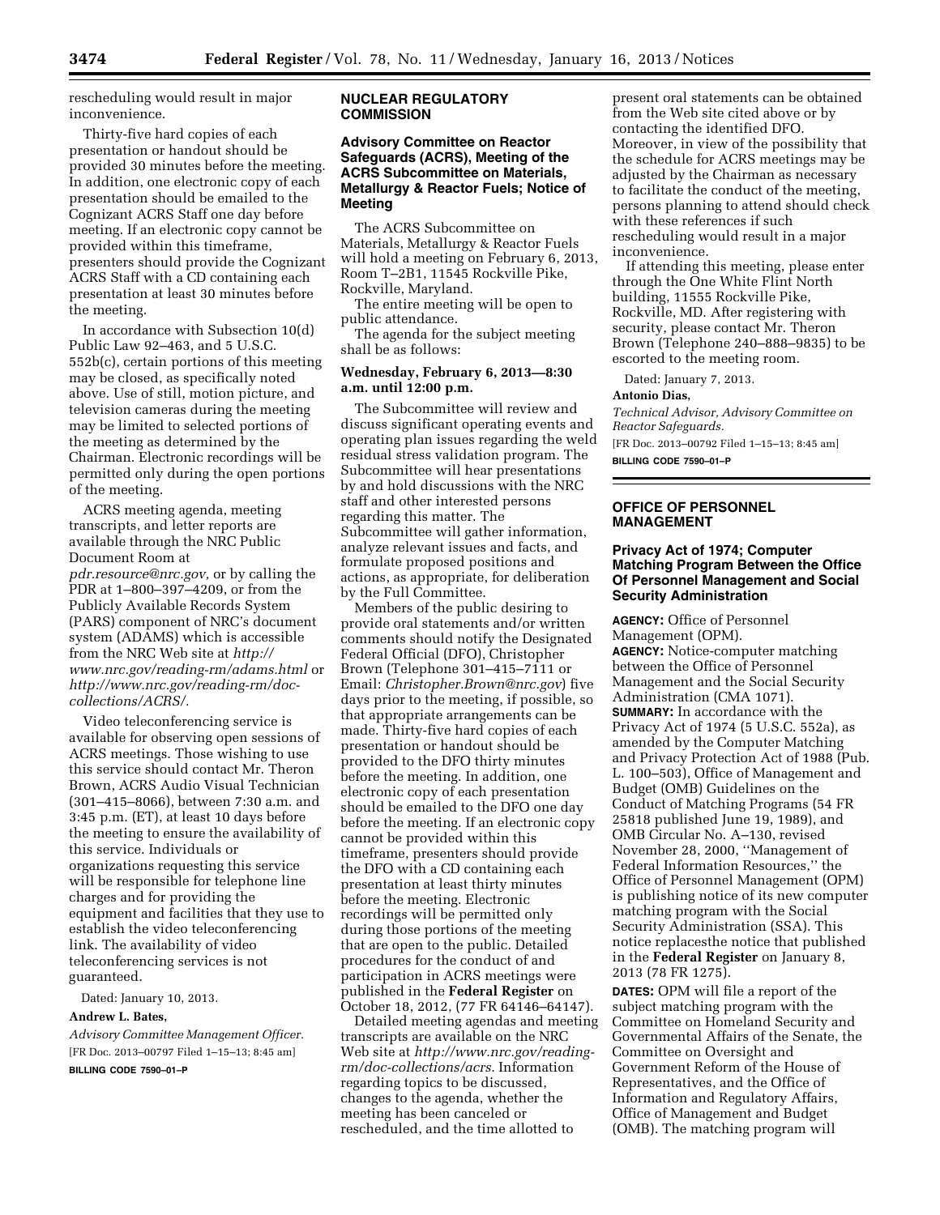rescheduling would result in major inconvenience.

Thirty-five hard copies of each presentation or handout should be provided 30 minutes before the meeting. In addition, one electronic copy of each presentation should be emailed to the Cognizant ACRS Staff one day before meeting. If an electronic copy cannot be provided within this timeframe, presenters should provide the Cognizant ACRS Staff with a CD containing each presentation at least 30 minutes before the meeting.

In accordance with Subsection 10(d) Public Law 92–463, and 5 U.S.C. 552b(c), certain portions of this meeting may be closed, as specifically noted above. Use of still, motion picture, and television cameras during the meeting may be limited to selected portions of the meeting as determined by the Chairman. Electronic recordings will be permitted only during the open portions of the meeting.

ACRS meeting agenda, meeting transcripts, and letter reports are available through the NRC Public Document Room at *pdr.resource@nrc.gov,* or by calling the PDR at 1–800–397–4209, or from the Publicly Available Records System (PARS) component of NRC's document system (ADAMS) which is accessible from the NRC Web site at *http://www.nrc.gov/reading-rm/adams.html* or *http://www.nrc.gov/reading-rm/doc-collections/ACRS/.*

Video teleconferencing service is available for observing open sessions of ACRS meetings. Those wishing to use this service should contact Mr. Theron Brown, ACRS Audio Visual Technician (301–415–8066), between 7:30 a.m. and 3:45 p.m. (ET), at least 10 days before the meeting to ensure the availability of this service. Individuals or organizations requesting this service will be responsible for telephone line charges and for providing the equipment and facilities that they use to establish the video teleconferencing link. The availability of video teleconferencing services is not guaranteed.

Dated: January 10, 2013.

**Andrew L. Bates,**

*Advisory Committee Management Officer.*

[FR Doc. 2013–00797 Filed 1–15–13; 8:45 am]

**BILLING CODE 7590–01–P**

## NUCLEAR REGULATORY COMMISSION

### Advisory Committee on Reactor Safeguards (ACRS), Meeting of the ACRS Subcommittee on Materials, Metallurgy & Reactor Fuels; Notice of Meeting

The ACRS Subcommittee on Materials, Metallurgy & Reactor Fuels will hold a meeting on February 6, 2013, Room T–2B1, 11545 Rockville Pike, Rockville, Maryland.

The entire meeting will be open to public attendance.

The agenda for the subject meeting shall be as follows:

**Wednesday, February 6, 2013—8:30 a.m. until 12:00 p.m.**

The Subcommittee will review and discuss significant operating events and operating plan issues regarding the weld residual stress validation program. The Subcommittee will hear presentations by and hold discussions with the NRC staff and other interested persons regarding this matter. The Subcommittee will gather information, analyze relevant issues and facts, and formulate proposed positions and actions, as appropriate, for deliberation by the Full Committee.

Members of the public desiring to provide oral statements and/or written comments should notify the Designated Federal Official (DFO), Christopher Brown (Telephone 301–415–7111 or Email: *Christopher.Brown@nrc.gov*) five days prior to the meeting, if possible, so that appropriate arrangements can be made. Thirty-five hard copies of each presentation or handout should be provided to the DFO thirty minutes before the meeting. In addition, one electronic copy of each presentation should be emailed to the DFO one day before the meeting. If an electronic copy cannot be provided within this timeframe, presenters should provide the DFO with a CD containing each presentation at least thirty minutes before the meeting. Electronic recordings will be permitted only during those portions of the meeting that are open to the public. Detailed procedures for the conduct of and participation in ACRS meetings were published in the **Federal Register** on October 18, 2012, (77 FR 64146–64147).

Detailed meeting agendas and meeting transcripts are available on the NRC Web site at *http://www.nrc.gov/reading-rm/doc-collections/acrs.* Information regarding topics to be discussed, changes to the agenda, whether the meeting has been canceled or rescheduled, and the time allotted to present oral statements can be obtained from the Web site cited above or by contacting the identified DFO. Moreover, in view of the possibility that the schedule for ACRS meetings may be adjusted by the Chairman as necessary to facilitate the conduct of the meeting, persons planning to attend should check with these references if such rescheduling would result in a major inconvenience.

If attending this meeting, please enter through the One White Flint North building, 11555 Rockville Pike, Rockville, MD. After registering with security, please contact Mr. Theron Brown (Telephone 240–888–9835) to be escorted to the meeting room.

Dated: January 7, 2013.

**Antonio Dias,**

*Technical Advisor, Advisory Committee on Reactor Safeguards.*

[FR Doc. 2013–00792 Filed 1–15–13; 8:45 am]

**BILLING CODE 7590–01–P**

## OFFICE OF PERSONNEL MANAGEMENT

### Privacy Act of 1974; Computer Matching Program Between the Office Of Personnel Management and Social Security Administration

**AGENCY:** Office of Personnel Management (OPM).

**AGENCY:** Notice-computer matching between the Office of Personnel Management and the Social Security Administration (CMA 1071).

**SUMMARY:** In accordance with the Privacy Act of 1974 (5 U.S.C. 552a), as amended by the Computer Matching and Privacy Protection Act of 1988 (Pub. L. 100–503), Office of Management and Budget (OMB) Guidelines on the Conduct of Matching Programs (54 FR 25818 published June 19, 1989), and OMB Circular No. A–130, revised November 28, 2000, ''Management of Federal Information Resources,'' the Office of Personnel Management (OPM) is publishing notice of its new computer matching program with the Social Security Administration (SSA). This notice replacesthe notice that published in the **Federal Register** on January 8, 2013 (78 FR 1275).

**DATES:** OPM will file a report of the subject matching program with the Committee on Homeland Security and Governmental Affairs of the Senate, the Committee on Oversight and Government Reform of the House of Representatives, and the Office of Information and Regulatory Affairs, Office of Management and Budget (OMB). The matching program will